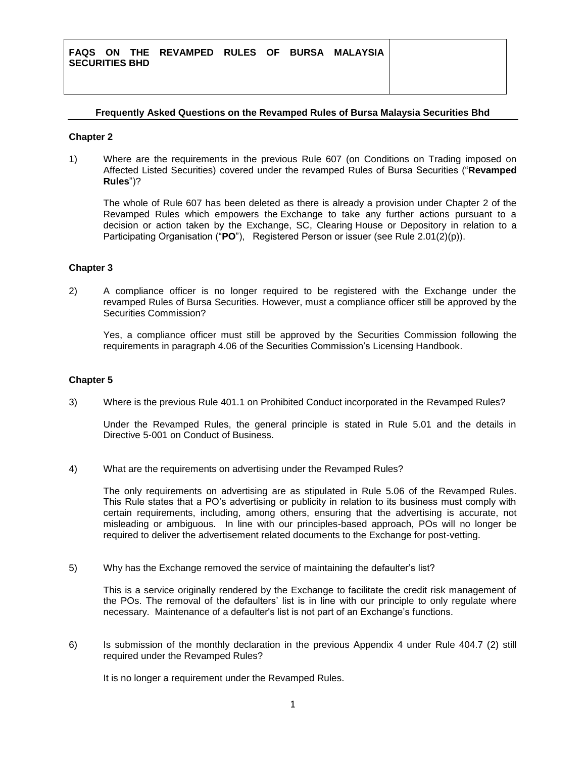**FAQS ON THE REVAMPED RULES OF BURSA MALAYSIA SECURITIES BHD**

# Frequently Asked Questions on the Revamped Rules of Bursa Malaysia Securities Bhd

## Chapter 2

1) Where are the requirements in the previous Rule 607 (on Conditions on Trading imposed on Affected Listed Securities) covered under the revamped Rules of Bursa Securities ("**Revamped Rules**")?

   The whole of Rule 607 has been deleted as there is already a provision under Chapter 2 of the Revamped Rules which empowers the Exchange to take any further actions pursuant to a decision or action taken by the Exchange, SC, Clearing House or Depository in relation to a Participating Organisation ("**PO**"), Registered Person or issuer (see Rule 2.01(2)(p)).

## Chapter 3

2) A compliance officer is no longer required to be registered with the Exchange under the revamped Rules of Bursa Securities. However, must a compliance officer still be approved by the Securities Commission?

   Yes, a compliance officer must still be approved by the Securities Commission following the requirements in paragraph 4.06 of the Securities Commission's Licensing Handbook.

## Chapter 5

3) Where is the previous Rule 401.1 on Prohibited Conduct incorporated in the Revamped Rules?

   Under the Revamped Rules, the general principle is stated in Rule 5.01 and the details in Directive 5-001 on Conduct of Business.

4) What are the requirements on advertising under the Revamped Rules?

   The only requirements on advertising are as stipulated in Rule 5.06 of the Revamped Rules. This Rule states that a PO's advertising or publicity in relation to its business must comply with certain requirements, including, among others, ensuring that the advertising is accurate, not misleading or ambiguous. In line with our principles-based approach, POs will no longer be required to deliver the advertisement related documents to the Exchange for post-vetting.

5) Why has the Exchange removed the service of maintaining the defaulter's list?

   This is a service originally rendered by the Exchange to facilitate the credit risk management of the POs. The removal of the defaulters' list is in line with our principle to only regulate where necessary. Maintenance of a defaulter's list is not part of an Exchange's functions.

6) Is submission of the monthly declaration in the previous Appendix 4 under Rule 404.7 (2) still required under the Revamped Rules?

   It is no longer a requirement under the Revamped Rules.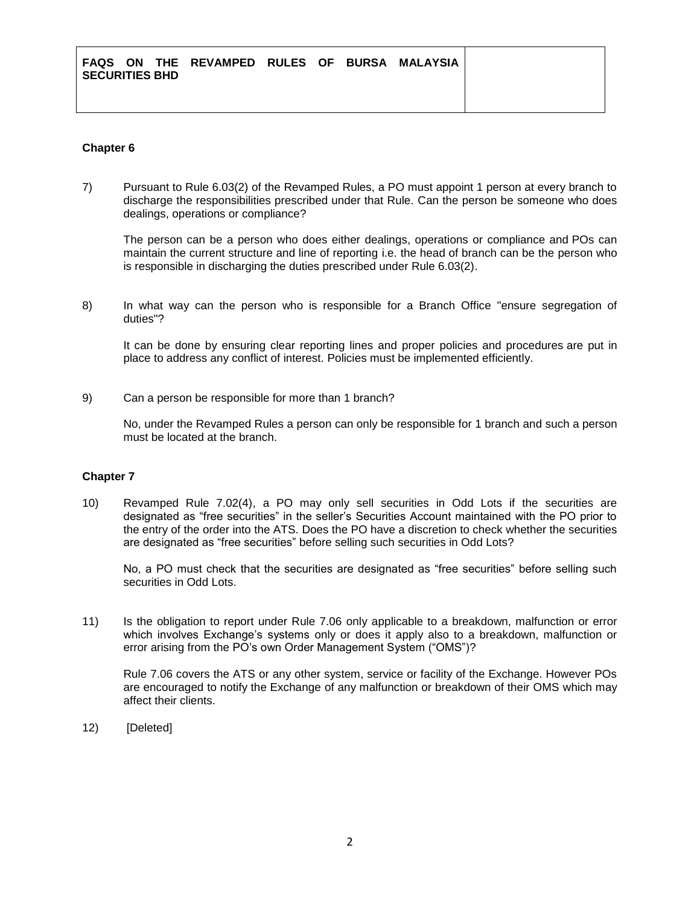## Chapter 6

7) Pursuant to Rule 6.03(2) of the Revamped Rules, a PO must appoint 1 person at every branch to discharge the responsibilities prescribed under that Rule. Can the person be someone who does dealings, operations or compliance?

   The person can be a person who does either dealings, operations or compliance and POs can maintain the current structure and line of reporting i.e. the head of branch can be the person who is responsible in discharging the duties prescribed under Rule 6.03(2).

8) In what way can the person who is responsible for a Branch Office "ensure segregation of duties"?

   It can be done by ensuring clear reporting lines and proper policies and procedures are put in place to address any conflict of interest. Policies must be implemented efficiently.

9) Can a person be responsible for more than 1 branch?

   No, under the Revamped Rules a person can only be responsible for 1 branch and such a person must be located at the branch.

## Chapter 7

10) Revamped Rule 7.02(4), a PO may only sell securities in Odd Lots if the securities are designated as "free securities" in the seller's Securities Account maintained with the PO prior to the entry of the order into the ATS. Does the PO have a discretion to check whether the securities are designated as "free securities" before selling such securities in Odd Lots?

    No, a PO must check that the securities are designated as "free securities" before selling such securities in Odd Lots.

11) Is the obligation to report under Rule 7.06 only applicable to a breakdown, malfunction or error which involves Exchange's systems only or does it apply also to a breakdown, malfunction or error arising from the PO's own Order Management System ("OMS")?

    Rule 7.06 covers the ATS or any other system, service or facility of the Exchange. However POs are encouraged to notify the Exchange of any malfunction or breakdown of their OMS which may affect their clients.

12) [Deleted]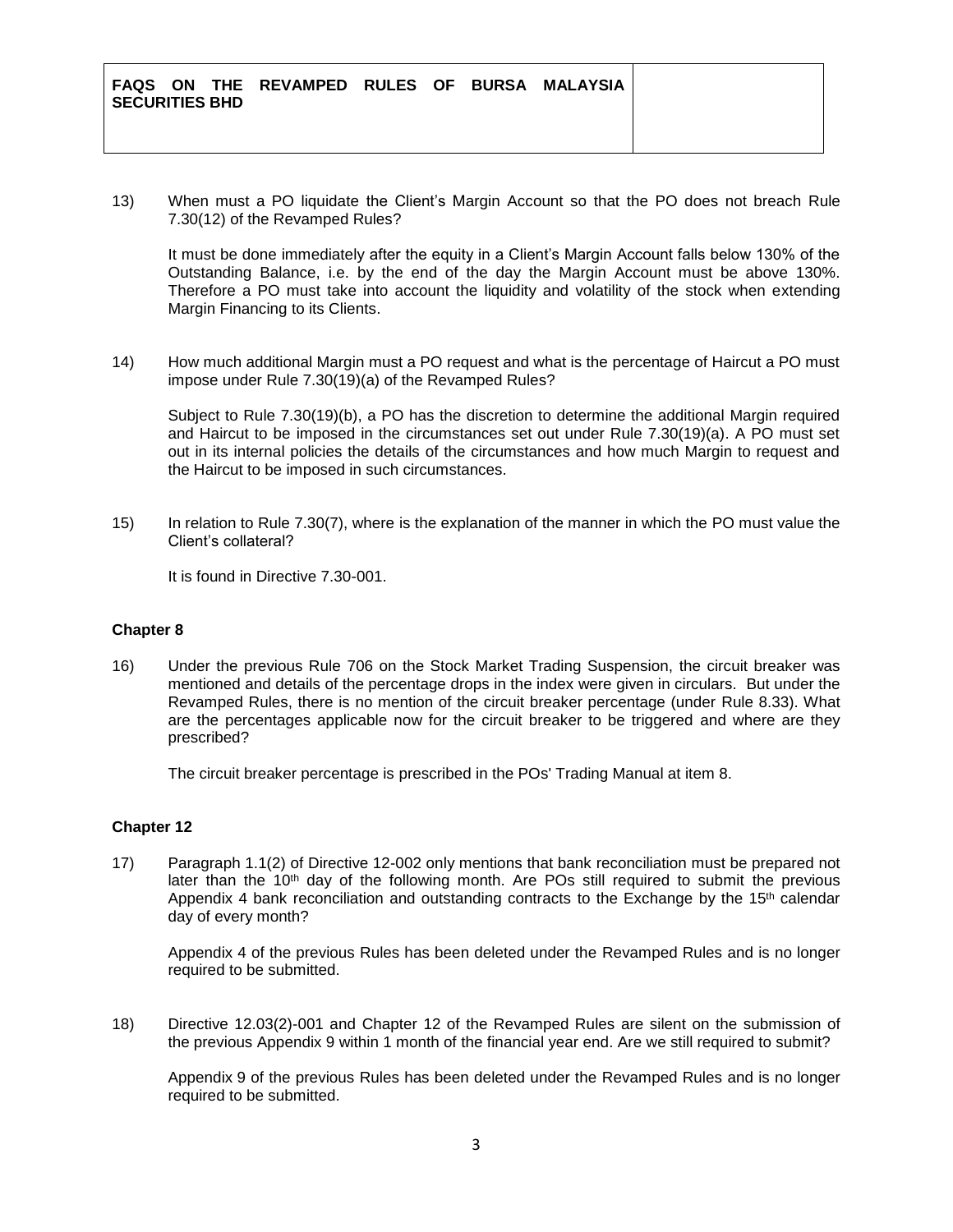13) When must a PO liquidate the Client's Margin Account so that the PO does not breach Rule 7.30(12) of the Revamped Rules?

    It must be done immediately after the equity in a Client's Margin Account falls below 130% of the Outstanding Balance, i.e. by the end of the day the Margin Account must be above 130%. Therefore a PO must take into account the liquidity and volatility of the stock when extending Margin Financing to its Clients.

14) How much additional Margin must a PO request and what is the percentage of Haircut a PO must impose under Rule 7.30(19)(a) of the Revamped Rules?

    Subject to Rule 7.30(19)(b), a PO has the discretion to determine the additional Margin required and Haircut to be imposed in the circumstances set out under Rule 7.30(19)(a). A PO must set out in its internal policies the details of the circumstances and how much Margin to request and the Haircut to be imposed in such circumstances.

15) In relation to Rule 7.30(7), where is the explanation of the manner in which the PO must value the Client's collateral?

    It is found in Directive 7.30-001.

### Chapter 8

16) Under the previous Rule 706 on the Stock Market Trading Suspension, the circuit breaker was mentioned and details of the percentage drops in the index were given in circulars. But under the Revamped Rules, there is no mention of the circuit breaker percentage (under Rule 8.33). What are the percentages applicable now for the circuit breaker to be triggered and where are they prescribed?

    The circuit breaker percentage is prescribed in the POs' Trading Manual at item 8.

### Chapter 12

17) Paragraph 1.1(2) of Directive 12-002 only mentions that bank reconciliation must be prepared not later than the 10th day of the following month. Are POs still required to submit the previous Appendix 4 bank reconciliation and outstanding contracts to the Exchange by the 15th calendar day of every month?

    Appendix 4 of the previous Rules has been deleted under the Revamped Rules and is no longer required to be submitted.

18) Directive 12.03(2)-001 and Chapter 12 of the Revamped Rules are silent on the submission of the previous Appendix 9 within 1 month of the financial year end. Are we still required to submit?

    Appendix 9 of the previous Rules has been deleted under the Revamped Rules and is no longer required to be submitted.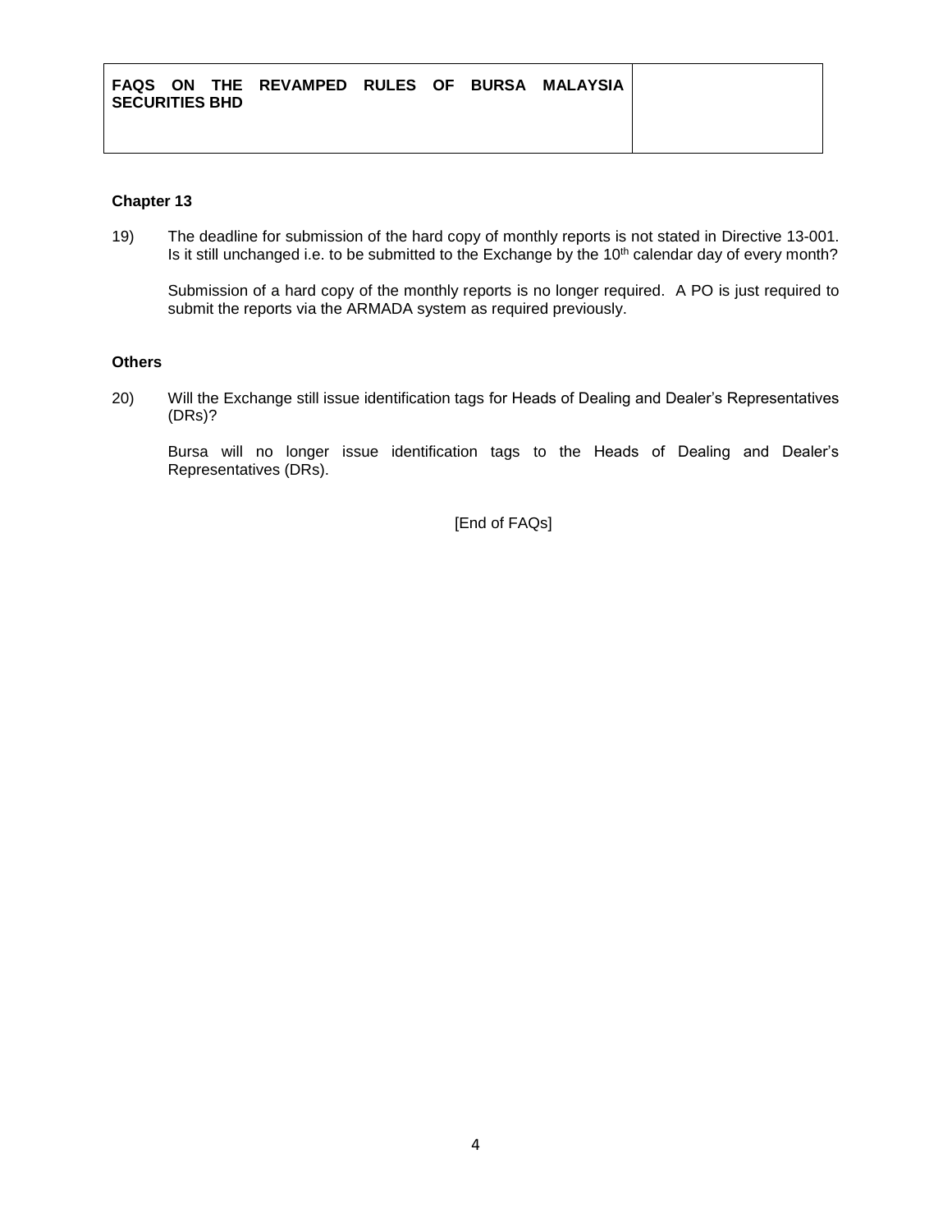**Chapter 13**

19) The deadline for submission of the hard copy of monthly reports is not stated in Directive 13-001. Is it still unchanged i.e. to be submitted to the Exchange by the 10th calendar day of every month?

Submission of a hard copy of the monthly reports is no longer required. A PO is just required to submit the reports via the ARMADA system as required previously.

**Others**

20) Will the Exchange still issue identification tags for Heads of Dealing and Dealer's Representatives (DRs)?

Bursa will no longer issue identification tags to the Heads of Dealing and Dealer's Representatives (DRs).

[End of FAQs]